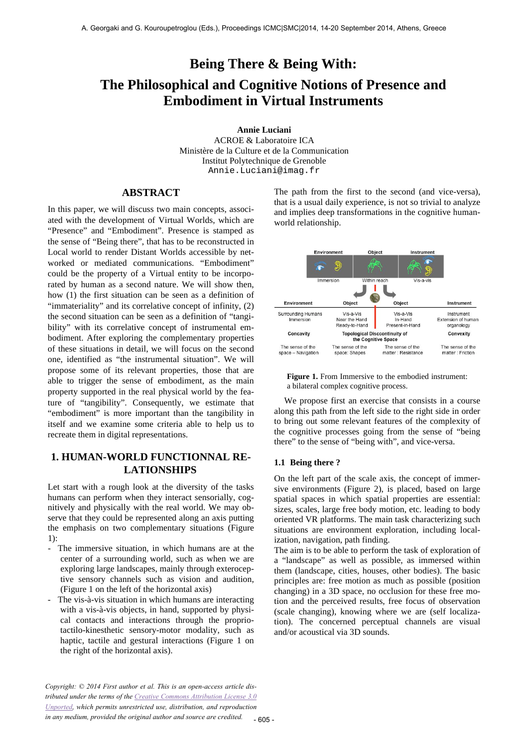# Being There & Being With: The Philosophical and Cognitive Notions of Presence and Embodiment in Virtual Instruments

**Annie Luciani**
ACROE & Laboratoire ICA
Ministère de la Culture et de la Communication
Institut Polytechnique de Grenoble
Annie.Luciani@imag.fr

## ABSTRACT

In this paper, we will discuss two main concepts, associated with the development of Virtual Worlds, which are "Presence" and "Embodiment". Presence is stamped as the sense of "Being there", that has to be reconstructed in Local world to render Distant Worlds accessible by networked or mediated communications. "Embodiment" could be the property of a Virtual entity to be incorporated by human as a second nature. We will show then, how (1) the first situation can be seen as a definition of "immateriality" and its correlative concept of infinity, (2) the second situation can be seen as a definition of "tangibility" with its correlative concept of instrumental embodiment. After exploring the complementary properties of these situations in detail, we will focus on the second one, identified as "the instrumental situation". We will propose some of its relevant properties, those that are able to trigger the sense of embodiment, as the main property supported in the real physical world by the feature of "tangibility". Consequently, we estimate that "embodiment" is more important than the tangibility in itself and we examine some criteria able to help us to recreate them in digital representations.

## 1. HUMAN-WORLD FUNCTIONNAL RELATIONSHIPS

Let start with a rough look at the diversity of the tasks humans can perform when they interact sensorially, cognitively and physically with the real world. We may observe that they could be represented along an axis putting the emphasis on two complementary situations (Figure 1):

- The immersive situation, in which humans are at the center of a surrounding world, such as when we are exploring large landscapes, mainly through exteroceptive sensory channels such as vision and audition, (Figure 1 on the left of the horizontal axis)
- The vis-à-vis situation in which humans are interacting with a vis-à-vis objects, in hand, supported by physical contacts and interactions through the propriotactilo-kinesthetic sensory-motor modality, such as haptic, tactile and gestural interactions (Figure 1 on the right of the horizontal axis).

The path from the first to the second (and vice-versa), that is a usual daily experience, is not so trivial to analyze and implies deep transformations in the cognitive human-world relationship.

| Environment | Object | Object | Instrument |
|---|---|---|---|
| Surrounding Humans Immersion | Vis-a-Vis Near the Hand Ready-to-Hand | Vis-a-Vis In-Hand Present-in-Hand | Instrument Extension of human organology |
| Concavity | Topological Discontinuity of the Cognitive Space | | Convexity |
| The sense of the space – Navigation | The sense of the space: Shapes | The sense of the matter : Resistance | The sense of the matter : Friction |

**Figure 1.** From Immersive to the embodied instrument: a bilateral complex cognitive process.

We propose first an exercise that consists in a course along this path from the left side to the right side in order to bring out some relevant features of the complexity of the cognitive processes going from the sense of "being there" to the sense of "being with", and vice-versa.

### 1.1 Being there ?

On the left part of the scale axis, the concept of immersive environments (Figure 2), is placed, based on large spatial spaces in which spatial properties are essential: sizes, scales, large free body motion, etc. leading to body oriented VR platforms. The main task characterizing such situations are environment exploration, including localization, navigation, path finding.

The aim is to be able to perform the task of exploration of a "landscape" as well as possible, as immersed within them (landscape, cities, houses, other bodies). The basic principles are: free motion as much as possible (position changing) in a 3D space, no occlusion for these free motion and the perceived results, free focus of observation (scale changing), knowing where we are (self localization). The concerned perceptual channels are visual and/or acoustical via 3D sounds.

*Copyright: © 2014 First author et al. This is an open-access article distributed under the terms of the Creative Commons Attribution License 3.0 Unported, which permits unrestricted use, distribution, and reproduction in any medium, provided the original author and source are credited.*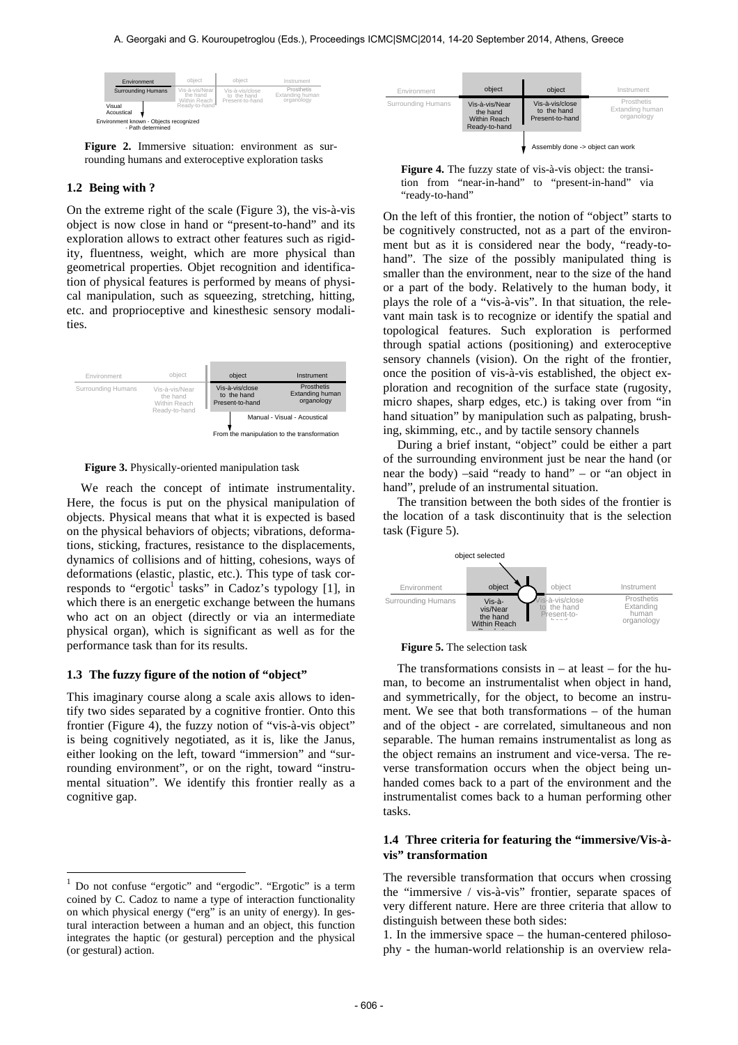**Figure 2.** Immersive situation: environment as surrounding humans and exteroceptive exploration tasks

### 1.2 Being with ?

On the extreme right of the scale (Figure 3), the vis-à-vis object is now close in hand or "present-to-hand" and its exploration allows to extract other features such as rigidity, fluentness, weight, which are more physical than geometrical properties. Objet recognition and identification of physical features is performed by means of physical manipulation, such as squeezing, stretching, hitting, etc. and proprioceptive and kinesthesic sensory modalities.

**Figure 3.** Physically-oriented manipulation task

We reach the concept of intimate instrumentality. Here, the focus is put on the physical manipulation of objects. Physical means that what it is expected is based on the physical behaviors of objects; vibrations, deformations, sticking, fractures, resistance to the displacements, dynamics of collisions and of hitting, cohesions, ways of deformations (elastic, plastic, etc.). This type of task corresponds to "ergotic[1] tasks" in Cadoz's typology [1], in which there is an energetic exchange between the humans who act on an object (directly or via an intermediate physical organ), which is significant as well as for the performance task than for its results.

### 1.3 The fuzzy figure of the notion of "object"

This imaginary course along a scale axis allows to identify two sides separated by a cognitive frontier. Onto this frontier (Figure 4), the fuzzy notion of "vis-à-vis object" is being cognitively negotiated, as it is, like the Janus, either looking on the left, toward "immersion" and "surrounding environment", or on the right, toward "instrumental situation". We identify this frontier really as a cognitive gap.

**Figure 4.** The fuzzy state of vis-à-vis object: the transition from "near-in-hand" to "present-in-hand" via "ready-to-hand"

On the left of this frontier, the notion of "object" starts to be cognitively constructed, not as a part of the environment but as it is considered near the body, "ready-to-hand". The size of the possibly manipulated thing is smaller than the environment, near to the size of the hand or a part of the body. Relatively to the human body, it plays the role of a "vis-à-vis". In that situation, the relevant main task is to recognize or identify the spatial and topological features. Such exploration is performed through spatial actions (positioning) and exteroceptive sensory channels (vision). On the right of the frontier, once the position of vis-à-vis established, the object exploration and recognition of the surface state (rugosity, micro shapes, sharp edges, etc.) is taking over from "in hand situation" by manipulation such as palpating, brushing, skimming, etc., and by tactile sensory channels

During a brief instant, "object" could be either a part of the surrounding environment just be near the hand (or near the body) –said "ready to hand" – or "an object in hand", prelude of an instrumental situation.

The transition between the both sides of the frontier is the location of a task discontinuity that is the selection task (Figure 5).

**Figure 5.** The selection task

The transformations consists in – at least – for the human, to become an instrumentalist when object in hand, and symmetrically, for the object, to become an instrument. We see that both transformations – of the human and of the object - are correlated, simultaneous and non separable. The human remains instrumentalist as long as the object remains an instrument and vice-versa. The reverse transformation occurs when the object being unhanded comes back to a part of the environment and the instrumentalist comes back to a human performing other tasks.

### 1.4 Three criteria for featuring the "immersive/Vis-à-vis" transformation

The reversible transformation that occurs when crossing the "immersive / vis-à-vis" frontier, separate spaces of very different nature. Here are three criteria that allow to distinguish between these both sides:

1. In the immersive space – the human-centered philosophy - the human-world relationship is an overview rela-

[1] Do not confuse "ergotic" and "ergodic". "Ergotic" is a term coined by C. Cadoz to name a type of interaction functionality on which physical energy ("erg" is an unity of energy). In gestural interaction between a human and an object, this function integrates the haptic (or gestural) perception and the physical (or gestural) action.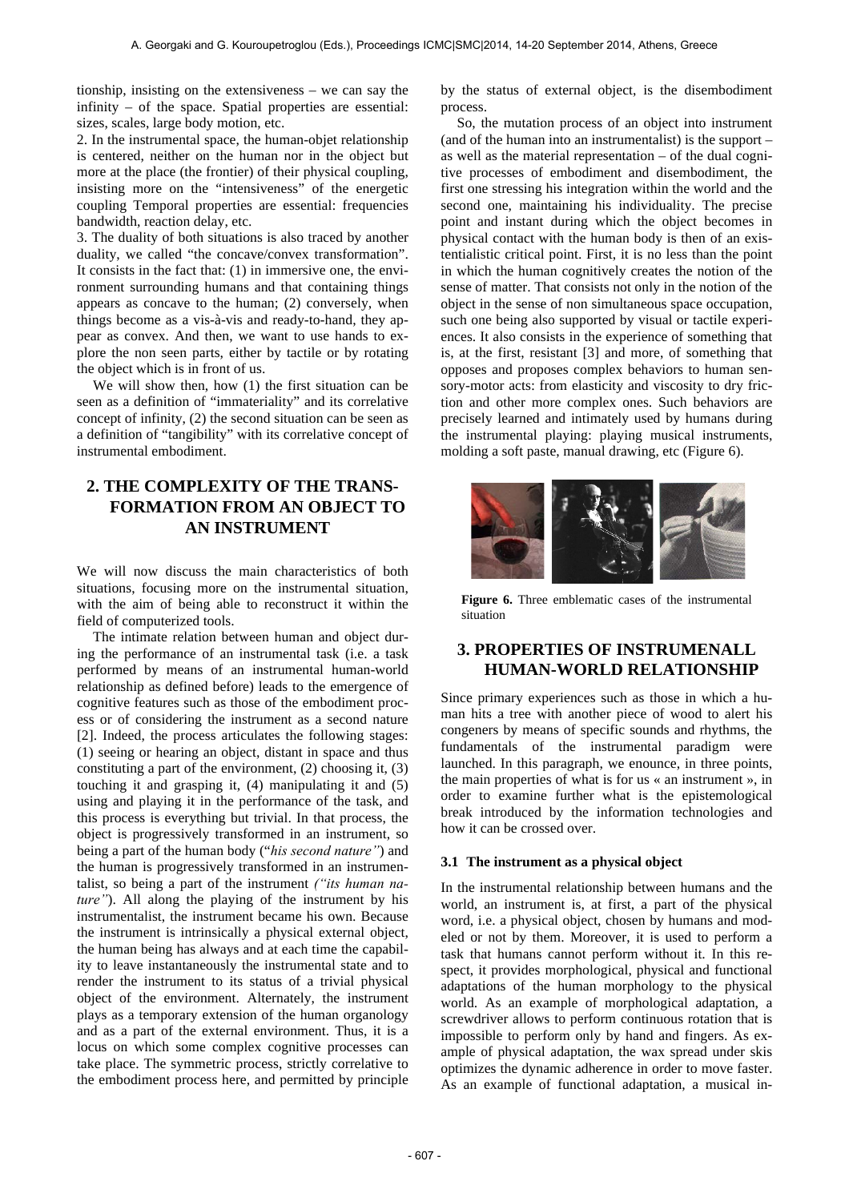tionship, insisting on the extensiveness – we can say the infinity – of the space. Spatial properties are essential: sizes, scales, large body motion, etc.

2. In the instrumental space, the human-objet relationship is centered, neither on the human nor in the object but more at the place (the frontier) of their physical coupling, insisting more on the "intensiveness" of the energetic coupling Temporal properties are essential: frequencies bandwidth, reaction delay, etc.

3. The duality of both situations is also traced by another duality, we called "the concave/convex transformation". It consists in the fact that: (1) in immersive one, the environment surrounding humans and that containing things appears as concave to the human; (2) conversely, when things become as a vis-à-vis and ready-to-hand, they appear as convex. And then, we want to use hands to explore the non seen parts, either by tactile or by rotating the object which is in front of us.

We will show then, how (1) the first situation can be seen as a definition of "immateriality" and its correlative concept of infinity, (2) the second situation can be seen as a definition of "tangibility" with its correlative concept of instrumental embodiment.

## 2. THE COMPLEXITY OF THE TRANSFORMATION FROM AN OBJECT TO AN INSTRUMENT

We will now discuss the main characteristics of both situations, focusing more on the instrumental situation, with the aim of being able to reconstruct it within the field of computerized tools.

The intimate relation between human and object during the performance of an instrumental task (i.e. a task performed by means of an instrumental human-world relationship as defined before) leads to the emergence of cognitive features such as those of the embodiment process or of considering the instrument as a second nature [2]. Indeed, the process articulates the following stages: (1) seeing or hearing an object, distant in space and thus constituting a part of the environment, (2) choosing it, (3) touching it and grasping it, (4) manipulating it and (5) using and playing it in the performance of the task, and this process is everything but trivial. In that process, the object is progressively transformed in an instrument, so being a part of the human body ("*his second nature"*) and the human is progressively transformed in an instrumentalist, so being a part of the instrument *("its human nature")*. All along the playing of the instrument by his instrumentalist, the instrument became his own. Because the instrument is intrinsically a physical external object, the human being has always and at each time the capability to leave instantaneously the instrumental state and to render the instrument to its status of a trivial physical object of the environment. Alternately, the instrument plays as a temporary extension of the human organology and as a part of the external environment. Thus, it is a locus on which some complex cognitive processes can take place. The symmetric process, strictly correlative to the embodiment process here, and permitted by principle by the status of external object, is the disembodiment process.

So, the mutation process of an object into instrument (and of the human into an instrumentalist) is the support – as well as the material representation – of the dual cognitive processes of embodiment and disembodiment, the first one stressing his integration within the world and the second one, maintaining his individuality. The precise point and instant during which the object becomes in physical contact with the human body is then of an existentialistic critical point. First, it is no less than the point in which the human cognitively creates the notion of the sense of matter. That consists not only in the notion of the object in the sense of non simultaneous space occupation, such one being also supported by visual or tactile experiences. It also consists in the experience of something that is, at the first, resistant [3] and more, of something that opposes and proposes complex behaviors to human sensory-motor acts: from elasticity and viscosity to dry friction and other more complex ones. Such behaviors are precisely learned and intimately used by humans during the instrumental playing: playing musical instruments, molding a soft paste, manual drawing, etc (Figure 6).

**Figure 6.** Three emblematic cases of the instrumental situation

## 3. PROPERTIES OF INSTRUMENALL HUMAN-WORLD RELATIONSHIP

Since primary experiences such as those in which a human hits a tree with another piece of wood to alert his congeners by means of specific sounds and rhythms, the fundamentals of the instrumental paradigm were launched. In this paragraph, we enounce, in three points, the main properties of what is for us « an instrument », in order to examine further what is the epistemological break introduced by the information technologies and how it can be crossed over.

### 3.1 The instrument as a physical object

In the instrumental relationship between humans and the world, an instrument is, at first, a part of the physical word, i.e. a physical object, chosen by humans and modeled or not by them. Moreover, it is used to perform a task that humans cannot perform without it. In this respect, it provides morphological, physical and functional adaptations of the human morphology to the physical world. As an example of morphological adaptation, a screwdriver allows to perform continuous rotation that is impossible to perform only by hand and fingers. As example of physical adaptation, the wax spread under skis optimizes the dynamic adherence in order to move faster. As an example of functional adaptation, a musical in-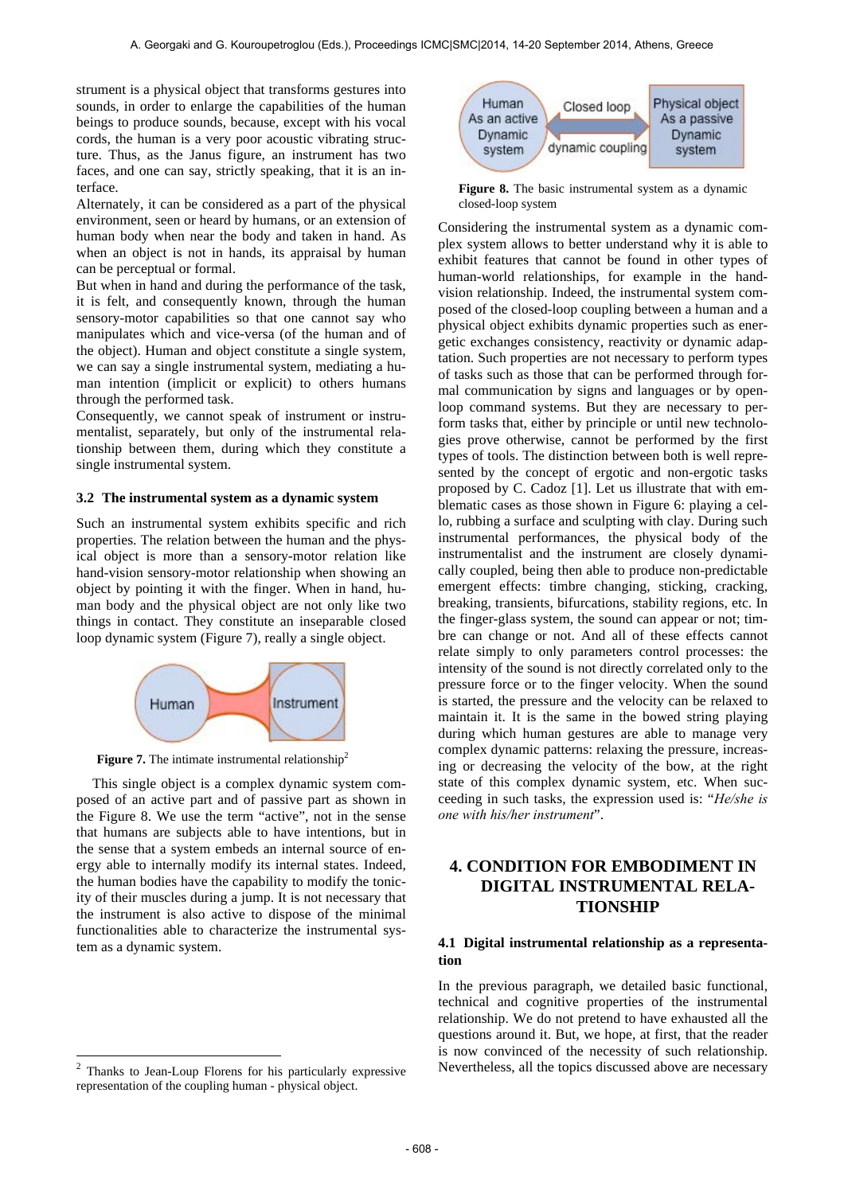strument is a physical object that transforms gestures into sounds, in order to enlarge the capabilities of the human beings to produce sounds, because, except with his vocal cords, the human is a very poor acoustic vibrating structure. Thus, as the Janus figure, an instrument has two faces, and one can say, strictly speaking, that it is an interface.

Alternately, it can be considered as a part of the physical environment, seen or heard by humans, or an extension of human body when near the body and taken in hand. As when an object is not in hands, its appraisal by human can be perceptual or formal.

But when in hand and during the performance of the task, it is felt, and consequently known, through the human sensory-motor capabilities so that one cannot say who manipulates which and vice-versa (of the human and of the object). Human and object constitute a single system, we can say a single instrumental system, mediating a human intention (implicit or explicit) to others humans through the performed task.

Consequently, we cannot speak of instrument or instrumentalist, separately, but only of the instrumental relationship between them, during which they constitute a single instrumental system.

### 3.2 The instrumental system as a dynamic system

Such an instrumental system exhibits specific and rich properties. The relation between the human and the physical object is more than a sensory-motor relation like hand-vision sensory-motor relationship when showing an object by pointing it with the finger. When in hand, human body and the physical object are not only like two things in contact. They constitute an inseparable closed loop dynamic system (Figure 7), really a single object.

**Figure 7.** The intimate instrumental relationship[2]

This single object is a complex dynamic system composed of an active part and of passive part as shown in the Figure 8. We use the term "active", not in the sense that humans are subjects able to have intentions, but in the sense that a system embeds an internal source of energy able to internally modify its internal states. Indeed, the human bodies have the capability to modify the tonicity of their muscles during a jump. It is not necessary that the instrument is also active to dispose of the minimal functionalities able to characterize the instrumental system as a dynamic system.

**Figure 8.** The basic instrumental system as a dynamic closed-loop system

Considering the instrumental system as a dynamic complex system allows to better understand why it is able to exhibit features that cannot be found in other types of human-world relationships, for example in the hand-vision relationship. Indeed, the instrumental system composed of the closed-loop coupling between a human and a physical object exhibits dynamic properties such as energetic exchanges consistency, reactivity or dynamic adaptation. Such properties are not necessary to perform types of tasks such as those that can be performed through formal communication by signs and languages or by open-loop command systems. But they are necessary to perform tasks that, either by principle or until new technologies prove otherwise, cannot be performed by the first types of tools. The distinction between both is well represented by the concept of ergotic and non-ergotic tasks proposed by C. Cadoz [1]. Let us illustrate that with emblematic cases as those shown in Figure 6: playing a cello, rubbing a surface and sculpting with clay. During such instrumental performances, the physical body of the instrumentalist and the instrument are closely dynamically coupled, being then able to produce non-predictable emergent effects: timbre changing, sticking, cracking, breaking, transients, bifurcations, stability regions, etc. In the finger-glass system, the sound can appear or not; timbre can change or not. And all of these effects cannot relate simply to only parameters control processes: the intensity of the sound is not directly correlated only to the pressure force or to the finger velocity. When the sound is started, the pressure and the velocity can be relaxed to maintain it. It is the same in the bowed string playing during which human gestures are able to manage very complex dynamic patterns: relaxing the pressure, increasing or decreasing the velocity of the bow, at the right state of this complex dynamic system, etc. When succeeding in such tasks, the expression used is: "*He/she is one with his/her instrument*".

## 4. CONDITION FOR EMBODIMENT IN DIGITAL INSTRUMENTAL RELATIONSHIP

### 4.1 Digital instrumental relationship as a representation

In the previous paragraph, we detailed basic functional, technical and cognitive properties of the instrumental relationship. We do not pretend to have exhausted all the questions around it. But, we hope, at first, that the reader is now convinced of the necessity of such relationship. Nevertheless, all the topics discussed above are necessary

[2] Thanks to Jean-Loup Florens for his particularly expressive representation of the coupling human - physical object.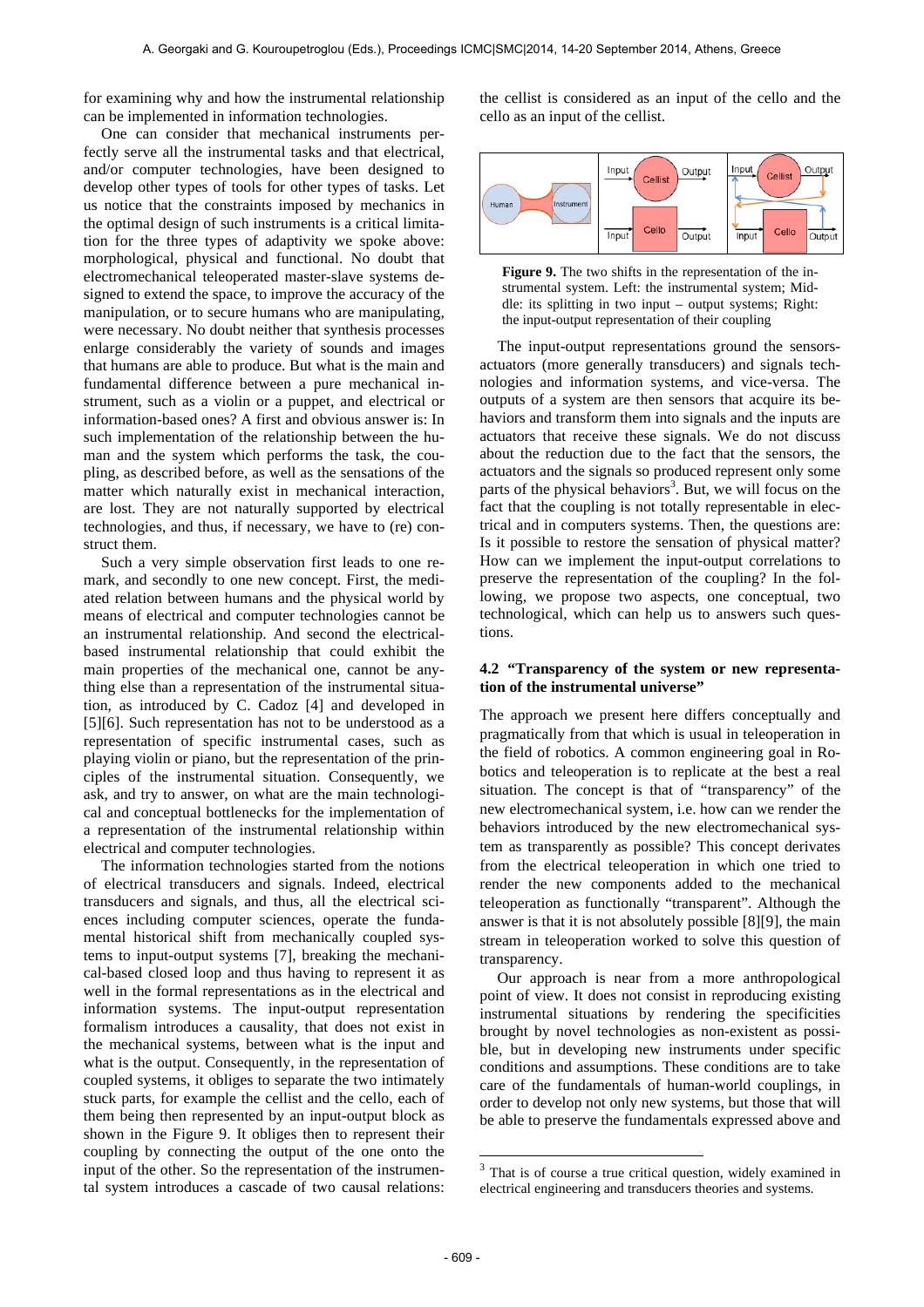for examining why and how the instrumental relationship can be implemented in information technologies.

One can consider that mechanical instruments perfectly serve all the instrumental tasks and that electrical, and/or computer technologies, have been designed to develop other types of tools for other types of tasks. Let us notice that the constraints imposed by mechanics in the optimal design of such instruments is a critical limitation for the three types of adaptivity we spoke above: morphological, physical and functional. No doubt that electromechanical teleoperated master-slave systems designed to extend the space, to improve the accuracy of the manipulation, or to secure humans who are manipulating, were necessary. No doubt neither that synthesis processes enlarge considerably the variety of sounds and images that humans are able to produce. But what is the main and fundamental difference between a pure mechanical instrument, such as a violin or a puppet, and electrical or information-based ones? A first and obvious answer is: In such implementation of the relationship between the human and the system which performs the task, the coupling, as described before, as well as the sensations of the matter which naturally exist in mechanical interaction, are lost. They are not naturally supported by electrical technologies, and thus, if necessary, we have to (re) construct them.

Such a very simple observation first leads to one remark, and secondly to one new concept. First, the mediated relation between humans and the physical world by means of electrical and computer technologies cannot be an instrumental relationship. And second the electrical-based instrumental relationship that could exhibit the main properties of the mechanical one, cannot be anything else than a representation of the instrumental situation, as introduced by C. Cadoz [4] and developed in [5][6]. Such representation has not to be understood as a representation of specific instrumental cases, such as playing violin or piano, but the representation of the principles of the instrumental situation. Consequently, we ask, and try to answer, on what are the main technological and conceptual bottlenecks for the implementation of a representation of the instrumental relationship within electrical and computer technologies.

The information technologies started from the notions of electrical transducers and signals. Indeed, electrical transducers and signals, and thus, all the electrical sciences including computer sciences, operate the fundamental historical shift from mechanically coupled systems to input-output systems [7], breaking the mechanical-based closed loop and thus having to represent it as well in the formal representations as in the electrical and information systems. The input-output representation formalism introduces a causality, that does not exist in the mechanical systems, between what is the input and what is the output. Consequently, in the representation of coupled systems, it obliges to separate the two intimately stuck parts, for example the cellist and the cello, each of them being then represented by an input-output block as shown in the Figure 9. It obliges then to represent their coupling by connecting the output of the one onto the input of the other. So the representation of the instrumental system introduces a cascade of two causal relations: the cellist is considered as an input of the cello and the cello as an input of the cellist.

**Figure 9.** The two shifts in the representation of the instrumental system. Left: the instrumental system; Middle: its splitting in two input – output systems; Right: the input-output representation of their coupling

The input-output representations ground the sensors-actuators (more generally transducers) and signals technologies and information systems, and vice-versa. The outputs of a system are then sensors that acquire its behaviors and transform them into signals and the inputs are actuators that receive these signals. We do not discuss about the reduction due to the fact that the sensors, the actuators and the signals so produced represent only some parts of the physical behaviors[3]. But, we will focus on the fact that the coupling is not totally representable in electrical and in computers systems. Then, the questions are: Is it possible to restore the sensation of physical matter? How can we implement the input-output correlations to preserve the representation of the coupling? In the following, we propose two aspects, one conceptual, two technological, which can help us to answers such questions.

### 4.2 "Transparency of the system or new representation of the instrumental universe"

The approach we present here differs conceptually and pragmatically from that which is usual in teleoperation in the field of robotics. A common engineering goal in Robotics and teleoperation is to replicate at the best a real situation. The concept is that of "transparency" of the new electromechanical system, i.e. how can we render the behaviors introduced by the new electromechanical system as transparently as possible? This concept derivates from the electrical teleoperation in which one tried to render the new components added to the mechanical teleoperation as functionally "transparent". Although the answer is that it is not absolutely possible [8][9], the main stream in teleoperation worked to solve this question of transparency.

Our approach is near from a more anthropological point of view. It does not consist in reproducing existing instrumental situations by rendering the specificities brought by novel technologies as non-existent as possible, but in developing new instruments under specific conditions and assumptions. These conditions are to take care of the fundamentals of human-world couplings, in order to develop not only new systems, but those that will be able to preserve the fundamentals expressed above and

---

[3] That is of course a true critical question, widely examined in electrical engineering and transducers theories and systems.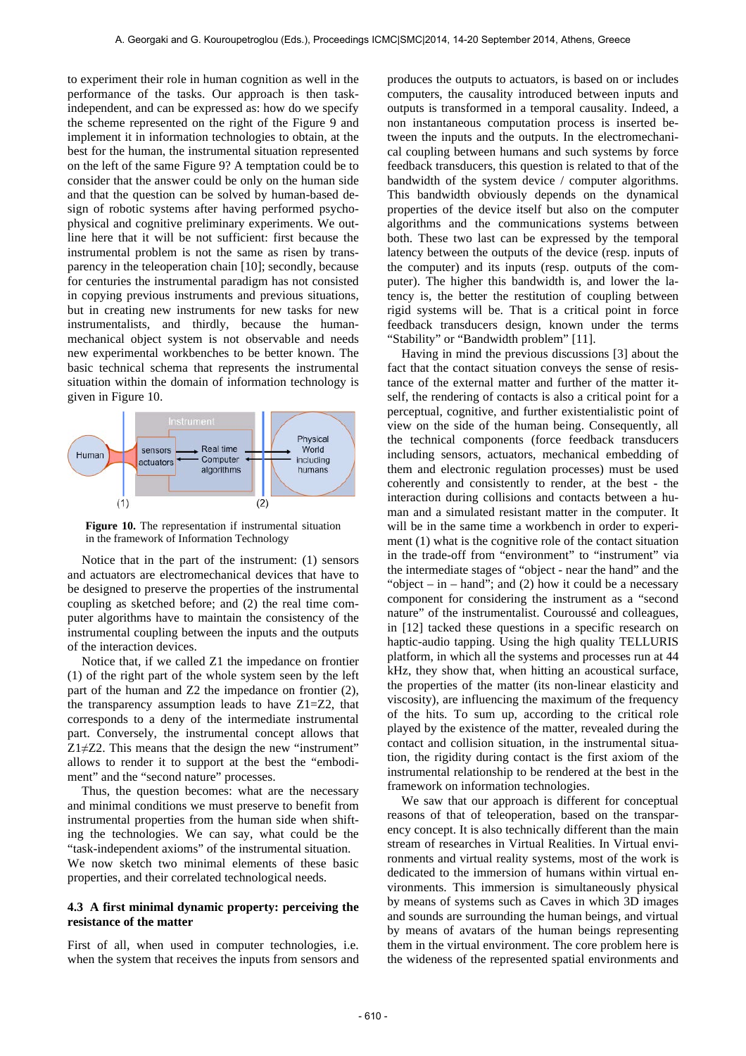to experiment their role in human cognition as well in the performance of the tasks. Our approach is then task-independent, and can be expressed as: how do we specify the scheme represented on the right of the Figure 9 and implement it in information technologies to obtain, at the best for the human, the instrumental situation represented on the left of the same Figure 9? A temptation could be to consider that the answer could be only on the human side and that the question can be solved by human-based design of robotic systems after having performed psycho-physical and cognitive preliminary experiments. We outline here that it will be not sufficient: first because the instrumental problem is not the same as risen by transparency in the teleoperation chain [10]; secondly, because for centuries the instrumental paradigm has not consisted in copying previous instruments and previous situations, but in creating new instruments for new tasks for new instrumentalists, and thirdly, because the human-mechanical object system is not observable and needs new experimental workbenches to be better known. The basic technical schema that represents the instrumental situation within the domain of information technology is given in Figure 10.

**Figure 10.** The representation if instrumental situation in the framework of Information Technology

Notice that in the part of the instrument: (1) sensors and actuators are electromechanical devices that have to be designed to preserve the properties of the instrumental coupling as sketched before; and (2) the real time computer algorithms have to maintain the consistency of the instrumental coupling between the inputs and the outputs of the interaction devices.

Notice that, if we called Z1 the impedance on frontier (1) of the right part of the whole system seen by the left part of the human and Z2 the impedance on frontier (2), the transparency assumption leads to have Z1=Z2, that corresponds to a deny of the intermediate instrumental part. Conversely, the instrumental concept allows that Z1≠Z2. This means that the design the new "instrument" allows to render it to support at the best the "embodiment" and the "second nature" processes.

Thus, the question becomes: what are the necessary and minimal conditions we must preserve to benefit from instrumental properties from the human side when shifting the technologies. We can say, what could be the "task-independent axioms" of the instrumental situation. We now sketch two minimal elements of these basic properties, and their correlated technological needs.

### 4.3 A first minimal dynamic property: perceiving the resistance of the matter

First of all, when used in computer technologies, i.e. when the system that receives the inputs from sensors and produces the outputs to actuators, is based on or includes computers, the causality introduced between inputs and outputs is transformed in a temporal causality. Indeed, a non instantaneous computation process is inserted between the inputs and the outputs. In the electromechanical coupling between humans and such systems by force feedback transducers, this question is related to that of the bandwidth of the system device / computer algorithms. This bandwidth obviously depends on the dynamical properties of the device itself but also on the computer algorithms and the communications systems between both. These two last can be expressed by the temporal latency between the outputs of the device (resp. inputs of the computer) and its inputs (resp. outputs of the computer). The higher this bandwidth is, and lower the latency is, the better the restitution of coupling between rigid systems will be. That is a critical point in force feedback transducers design, known under the terms "Stability" or "Bandwidth problem" [11].

Having in mind the previous discussions [3] about the fact that the contact situation conveys the sense of resistance of the external matter and further of the matter itself, the rendering of contacts is also a critical point for a perceptual, cognitive, and further existentialistic point of view on the side of the human being. Consequently, all the technical components (force feedback transducers including sensors, actuators, mechanical embedding of them and electronic regulation processes) must be used coherently and consistently to render, at the best - the interaction during collisions and contacts between a human and a simulated resistant matter in the computer. It will be in the same time a workbench in order to experiment (1) what is the cognitive role of the contact situation in the trade-off from "environment" to "instrument" via the intermediate stages of "object - near the hand" and the "object – in – hand"; and (2) how it could be a necessary component for considering the instrument as a "second nature" of the instrumentalist. Couroussé and colleagues, in [12] tacked these questions in a specific research on haptic-audio tapping. Using the high quality TELLURIS platform, in which all the systems and processes run at 44 kHz, they show that, when hitting an acoustical surface, the properties of the matter (its non-linear elasticity and viscosity), are influencing the maximum of the frequency of the hits. To sum up, according to the critical role played by the existence of the matter, revealed during the contact and collision situation, in the instrumental situation, the rigidity during contact is the first axiom of the instrumental relationship to be rendered at the best in the framework on information technologies.

We saw that our approach is different for conceptual reasons of that of teleoperation, based on the transparency concept. It is also technically different than the main stream of researches in Virtual Realities. In Virtual environments and virtual reality systems, most of the work is dedicated to the immersion of humans within virtual environments. This immersion is simultaneously physical by means of systems such as Caves in which 3D images and sounds are surrounding the human beings, and virtual by means of avatars of the human beings representing them in the virtual environment. The core problem here is the wideness of the represented spatial environments and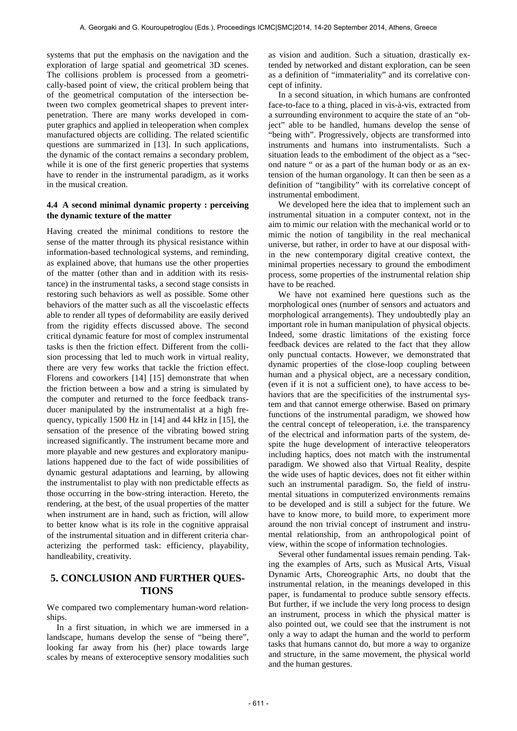systems that put the emphasis on the navigation and the exploration of large spatial and geometrical 3D scenes. The collisions problem is processed from a geometrically-based point of view, the critical problem being that of the geometrical computation of the intersection between two complex geometrical shapes to prevent interpenetration. There are many works developed in computer graphics and applied in teleoperation when complex manufactured objects are colliding. The related scientific questions are summarized in [13]. In such applications, the dynamic of the contact remains a secondary problem, while it is one of the first generic properties that systems have to render in the instrumental paradigm, as it works in the musical creation.

### 4.4 A second minimal dynamic property : perceiving the dynamic texture of the matter

Having created the minimal conditions to restore the sense of the matter through its physical resistance within information-based technological systems, and reminding, as explained above, that humans use the other properties of the matter (other than and in addition with its resistance) in the instrumental tasks, a second stage consists in restoring such behaviors as well as possible. Some other behaviors of the matter such as all the viscoelastic effects able to render all types of deformability are easily derived from the rigidity effects discussed above. The second critical dynamic feature for most of complex instrumental tasks is then the friction effect. Different from the collision processing that led to much work in virtual reality, there are very few works that tackle the friction effect. Florens and coworkers [14] [15] demonstrate that when the friction between a bow and a string is simulated by the computer and returned to the force feedback transducer manipulated by the instrumentalist at a high frequency, typically 1500 Hz in [14] and 44 kHz in [15], the sensation of the presence of the vibrating bowed string increased significantly. The instrument became more and more playable and new gestures and exploratory manipulations happened due to the fact of wide possibilities of dynamic gestural adaptations and learning, by allowing the instrumentalist to play with non predictable effects as those occurring in the bow-string interaction. Hereto, the rendering, at the best, of the usual properties of the matter when instrument are in hand, such as friction, will allow to better know what is its role in the cognitive appraisal of the instrumental situation and in different criteria characterizing the performed task: efficiency, playability, handleability, creativity.

## 5. CONCLUSION AND FURTHER QUESTIONS

We compared two complementary human-word relationships.

In a first situation, in which we are immersed in a landscape, humans develop the sense of "being there", looking far away from his (her) place towards large scales by means of exteroceptive sensory modalities such as vision and audition. Such a situation, drastically extended by networked and distant exploration, can be seen as a definition of "immateriality" and its correlative concept of infinity.

In a second situation, in which humans are confronted face-to-face to a thing, placed in vis-à-vis, extracted from a surrounding environment to acquire the state of an "object" able to be handled, humans develop the sense of "being with". Progressively, objects are transformed into instruments and humans into instrumentalists. Such a situation leads to the embodiment of the object as a "second nature " or as a part of the human body or as an extension of the human organology. It can then be seen as a definition of "tangibility" with its correlative concept of instrumental embodiment.

We developed here the idea that to implement such an instrumental situation in a computer context, not in the aim to mimic our relation with the mechanical world or to mimic the notion of tangibility in the real mechanical universe, but rather, in order to have at our disposal within the new contemporary digital creative context, the minimal properties necessary to ground the embodiment process, some properties of the instrumental relation ship have to be reached.

We have not examined here questions such as the morphological ones (number of sensors and actuators and morphological arrangements). They undoubtedly play an important role in human manipulation of physical objects. Indeed, some drastic limitations of the existing force feedback devices are related to the fact that they allow only punctual contacts. However, we demonstrated that dynamic properties of the close-loop coupling between human and a physical object, are a necessary condition, (even if it is not a sufficient one), to have access to behaviors that are the specificities of the instrumental system and that cannot emerge otherwise. Based on primary functions of the instrumental paradigm, we showed how the central concept of teleoperation, i.e. the transparency of the electrical and information parts of the system, despite the huge development of interactive teleoperators including haptics, does not match with the instrumental paradigm. We showed also that Virtual Reality, despite the wide uses of haptic devices, does not fit either within such an instrumental paradigm. So, the field of instrumental situations in computerized environments remains to be developed and is still a subject for the future. We have to know more, to build more, to experiment more around the non trivial concept of instrument and instrumental relationship, from an anthropological point of view, within the scope of information technologies.

Several other fundamental issues remain pending. Taking the examples of Arts, such as Musical Arts, Visual Dynamic Arts, Choreographic Arts, no doubt that the instrumental relation, in the meanings developed in this paper, is fundamental to produce subtle sensory effects. But further, if we include the very long process to design an instrument, process in which the physical matter is also pointed out, we could see that the instrument is not only a way to adapt the human and the world to perform tasks that humans cannot do, but more a way to organize and structure, in the same movement, the physical world and the human gestures.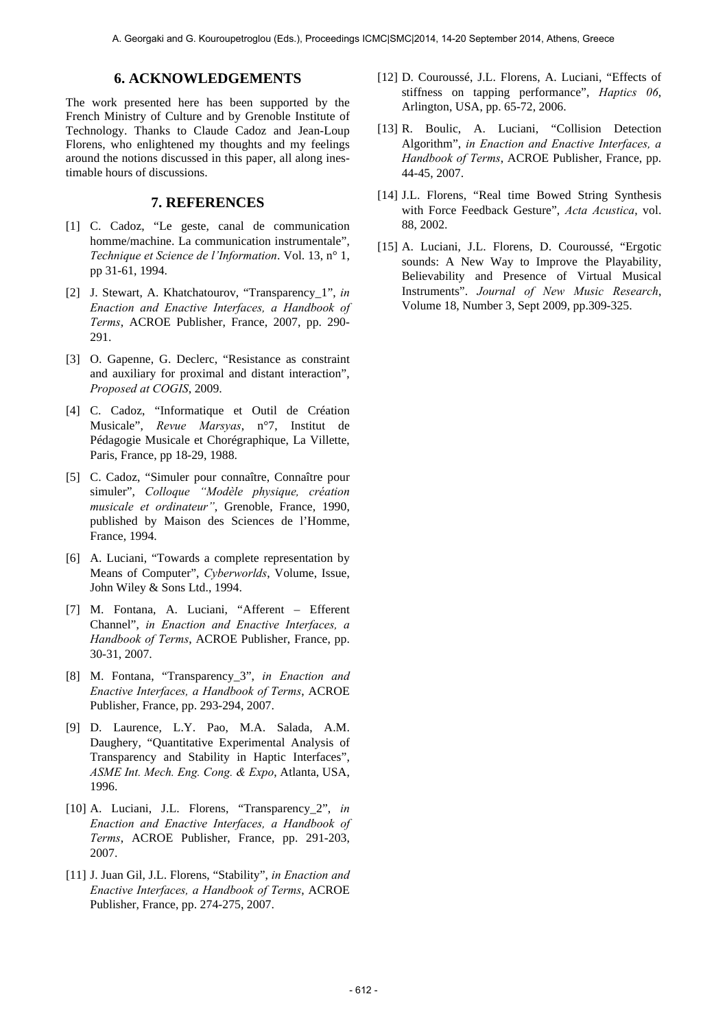## 6. ACKNOWLEDGEMENTS

The work presented here has been supported by the French Ministry of Culture and by Grenoble Institute of Technology. Thanks to Claude Cadoz and Jean-Loup Florens, who enlightened my thoughts and my feelings around the notions discussed in this paper, all along inestimable hours of discussions.

## 7. REFERENCES

[1] C. Cadoz, "Le geste, canal de communication homme/machine. La communication instrumentale", *Technique et Science de l'Information*. Vol. 13, n° 1, pp 31-61, 1994.

[2] J. Stewart, A. Khatchatourov, "Transparency_1", *in Enaction and Enactive Interfaces, a Handbook of Terms*, ACROE Publisher, France, 2007, pp. 290-291.

[3] O. Gapenne, G. Declerc, "Resistance as constraint and auxiliary for proximal and distant interaction", *Proposed at COGIS*, 2009.

[4] C. Cadoz, "Informatique et Outil de Création Musicale", *Revue Marsyas*, n°7, Institut de Pédagogie Musicale et Chorégraphique, La Villette, Paris, France, pp 18-29, 1988.

[5] C. Cadoz, "Simuler pour connaître, Connaître pour simuler", *Colloque "Modèle physique, création musicale et ordinateur"*, Grenoble, France, 1990, published by Maison des Sciences de l'Homme, France, 1994.

[6] A. Luciani, "Towards a complete representation by Means of Computer", *Cyberworlds*, Volume, Issue, John Wiley & Sons Ltd., 1994.

[7] M. Fontana, A. Luciani, "Afferent – Efferent Channel", *in Enaction and Enactive Interfaces, a Handbook of Terms*, ACROE Publisher, France, pp. 30-31, 2007.

[8] M. Fontana, "Transparency_3", *in Enaction and Enactive Interfaces, a Handbook of Terms*, ACROE Publisher, France, pp. 293-294, 2007.

[9] D. Laurence, L.Y. Pao, M.A. Salada, A.M. Daughery, "Quantitative Experimental Analysis of Transparency and Stability in Haptic Interfaces", *ASME Int. Mech. Eng. Cong. & Expo*, Atlanta, USA, 1996.

[10] A. Luciani, J.L. Florens, "Transparency_2", *in Enaction and Enactive Interfaces, a Handbook of Terms*, ACROE Publisher, France, pp. 291-203, 2007.

[11] J. Juan Gil, J.L. Florens, "Stability", *in Enaction and Enactive Interfaces, a Handbook of Terms*, ACROE Publisher, France, pp. 274-275, 2007.

[12] D. Couroussé, J.L. Florens, A. Luciani, "Effects of stiffness on tapping performance", *Haptics 06*, Arlington, USA, pp. 65-72, 2006.

[13] R. Boulic, A. Luciani, "Collision Detection Algorithm", *in Enaction and Enactive Interfaces, a Handbook of Terms*, ACROE Publisher, France, pp. 44-45, 2007.

[14] J.L. Florens, "Real time Bowed String Synthesis with Force Feedback Gesture", *Acta Acustica*, vol. 88, 2002.

[15] A. Luciani, J.L. Florens, D. Couroussé, "Ergotic sounds: A New Way to Improve the Playability, Believability and Presence of Virtual Musical Instruments". *Journal of New Music Research*, Volume 18, Number 3, Sept 2009, pp.309-325.